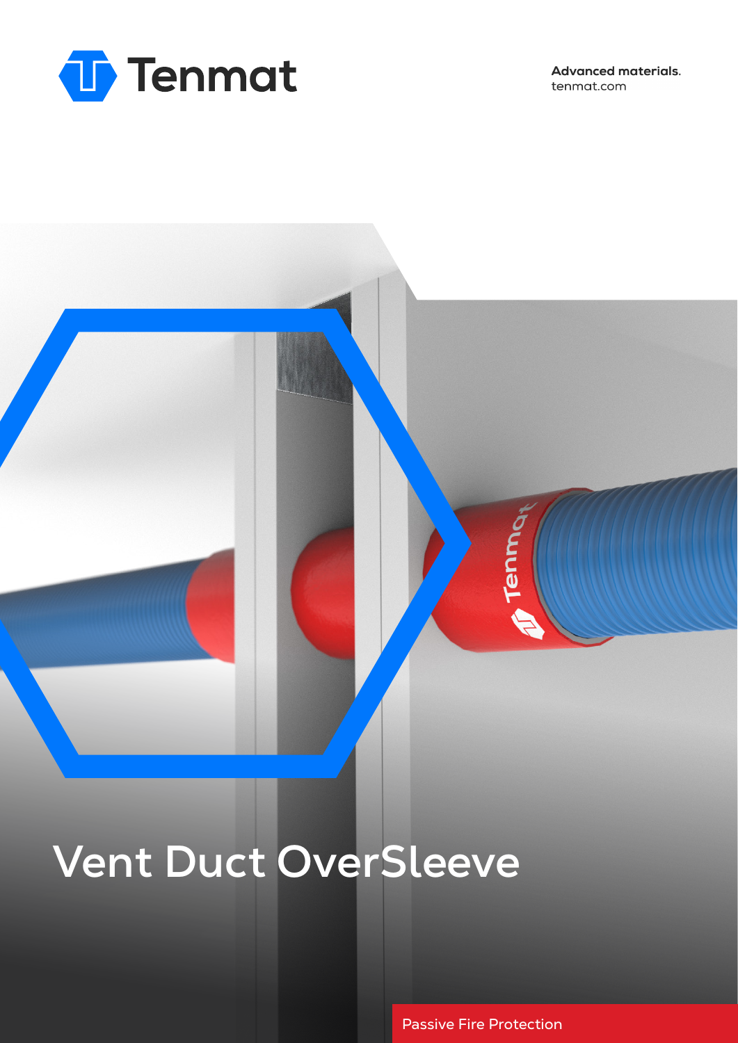Tenmat

**Advanced materials.**
tenmat.com

# Vent Duct OverSleeve

Passive Fire Protection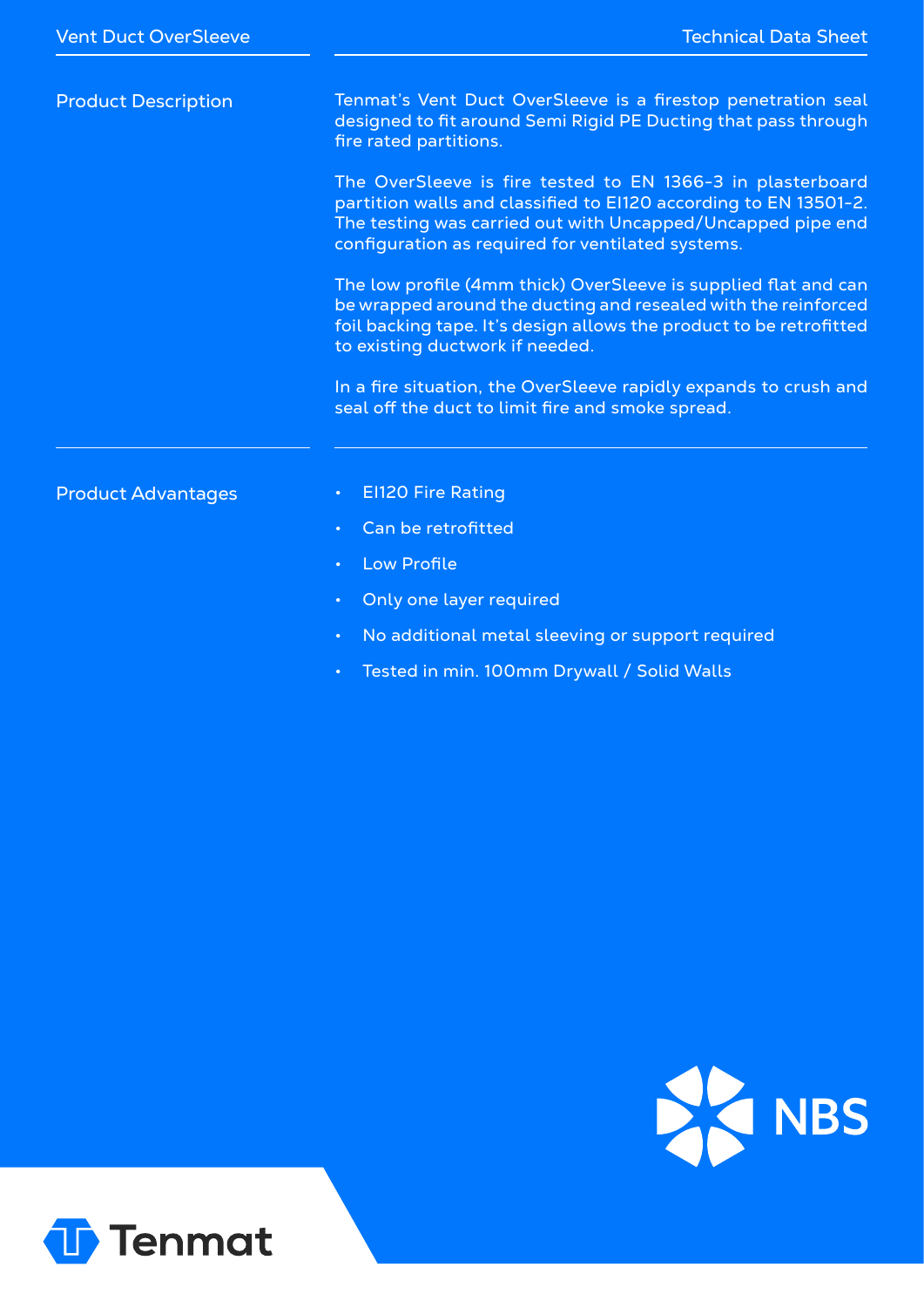## Product Description

Tenmat's Vent Duct OverSleeve is a firestop penetration seal designed to fit around Semi Rigid PE Ducting that pass through fire rated partitions.

The OverSleeve is fire tested to EN 1366-3 in plasterboard partition walls and classified to EI120 according to EN 13501-2. The testing was carried out with Uncapped/Uncapped pipe end configuration as required for ventilated systems.

The low profile (4mm thick) OverSleeve is supplied flat and can be wrapped around the ducting and resealed with the reinforced foil backing tape. It's design allows the product to be retrofitted to existing ductwork if needed.

In a fire situation, the OverSleeve rapidly expands to crush and seal off the duct to limit fire and smoke spread.

## Product Advantages

- EI120 Fire Rating
- Can be retrofitted
- Low Profile
- Only one layer required
- No additional metal sleeving or support required
- Tested in min. 100mm Drywall / Solid Walls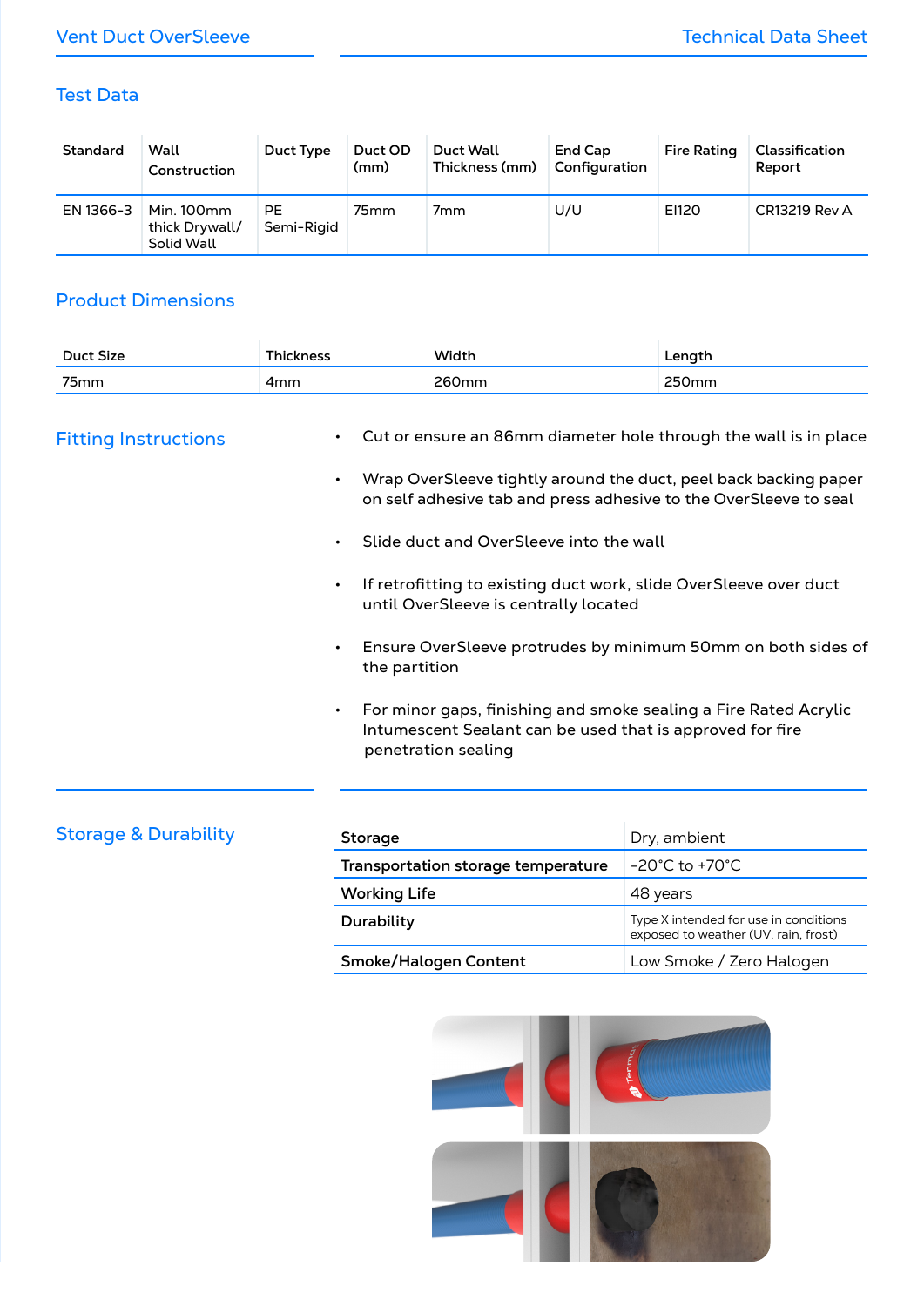## Test Data

| Standard | Wall Construction | Duct Type | Duct OD (mm) | Duct Wall Thickness (mm) | End Cap Configuration | Fire Rating | Classification Report |
|---|---|---|---|---|---|---|---|
| EN 1366-3 | Min. 100mm thick Drywall/ Solid Wall | PE Semi-Rigid | 75mm | 7mm | U/U | EI120 | CR13219 Rev A |

## Product Dimensions

| Duct Size | Thickness | Width | Length |
|---|---|---|---|
| 75mm | 4mm | 260mm | 250mm |

## Fitting Instructions

- Cut or ensure an 86mm diameter hole through the wall is in place
- Wrap OverSleeve tightly around the duct, peel back backing paper on self adhesive tab and press adhesive to the OverSleeve to seal
- Slide duct and OverSleeve into the wall
- If retrofitting to existing duct work, slide OverSleeve over duct until OverSleeve is centrally located
- Ensure OverSleeve protrudes by minimum 50mm on both sides of the partition
- For minor gaps, finishing and smoke sealing a Fire Rated Acrylic Intumescent Sealant can be used that is approved for fire penetration sealing

## Storage & Durability

| | |
|---|---|
| **Storage** | Dry, ambient |
| **Transportation storage temperature** | -20°C to +70°C |
| **Working Life** | 48 years |
| **Durability** | Type X intended for use in conditions exposed to weather (UV, rain, frost) |
| **Smoke/Halogen Content** | Low Smoke / Zero Halogen |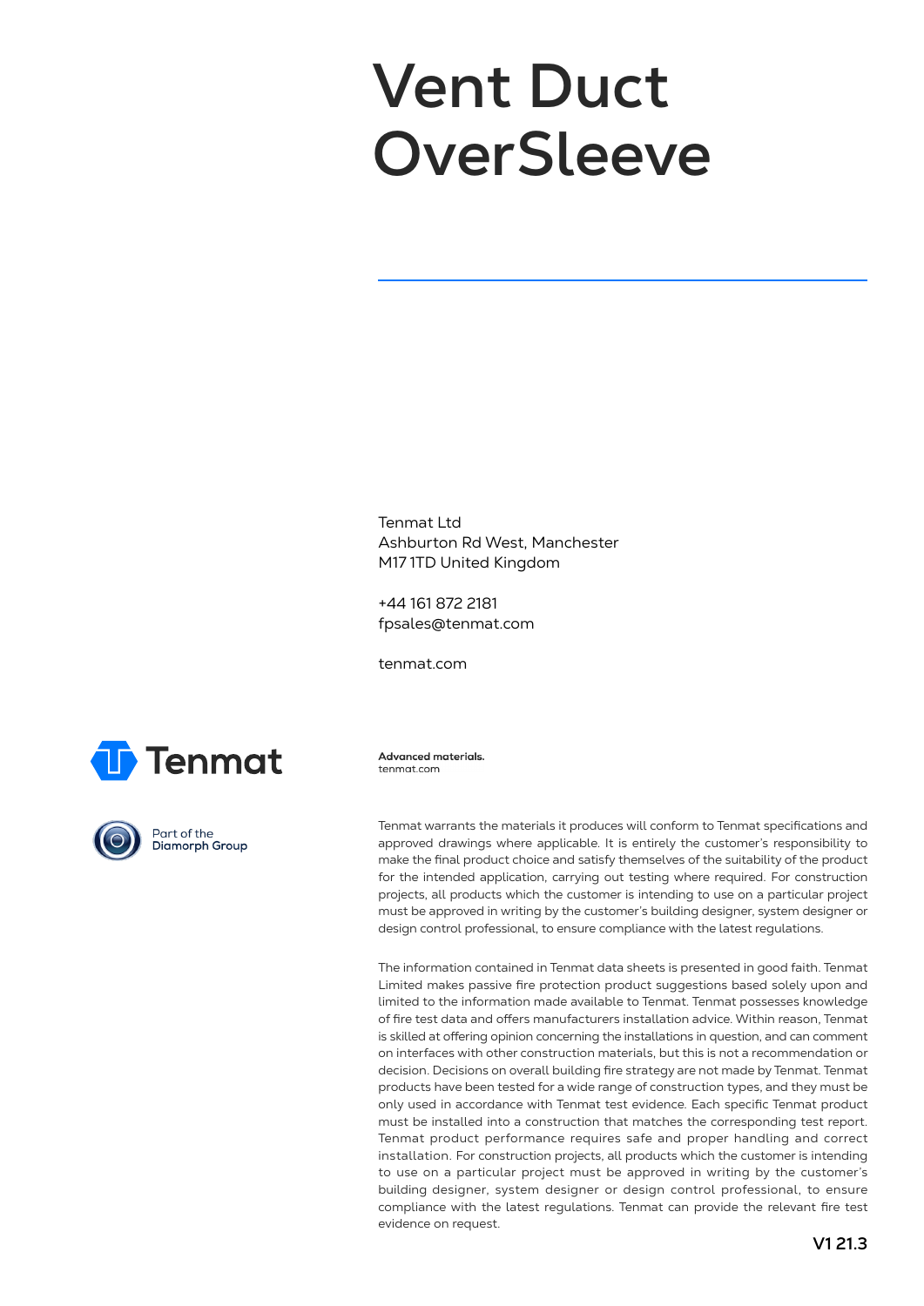# Vent Duct OverSleeve

Tenmat Ltd
Ashburton Rd West, Manchester
M17 1TD United Kingdom

+44 161 872 2181
fpsales@tenmat.com

tenmat.com

Tenmat

Part of the
Diamorph Group

**Advanced materials.**
tenmat.com

Tenmat warrants the materials it produces will conform to Tenmat specifications and approved drawings where applicable. It is entirely the customer's responsibility to make the final product choice and satisfy themselves of the suitability of the product for the intended application, carrying out testing where required. For construction projects, all products which the customer is intending to use on a particular project must be approved in writing by the customer's building designer, system designer or design control professional, to ensure compliance with the latest regulations.

The information contained in Tenmat data sheets is presented in good faith. Tenmat Limited makes passive fire protection product suggestions based solely upon and limited to the information made available to Tenmat. Tenmat possesses knowledge of fire test data and offers manufacturers installation advice. Within reason, Tenmat is skilled at offering opinion concerning the installations in question, and can comment on interfaces with other construction materials, but this is not a recommendation or decision. Decisions on overall building fire strategy are not made by Tenmat. Tenmat products have been tested for a wide range of construction types, and they must be only used in accordance with Tenmat test evidence. Each specific Tenmat product must be installed into a construction that matches the corresponding test report. Tenmat product performance requires safe and proper handling and correct installation. For construction projects, all products which the customer is intending to use on a particular project must be approved in writing by the customer's building designer, system designer or design control professional, to ensure compliance with the latest regulations. Tenmat can provide the relevant fire test evidence on request.

**V1 21.3**